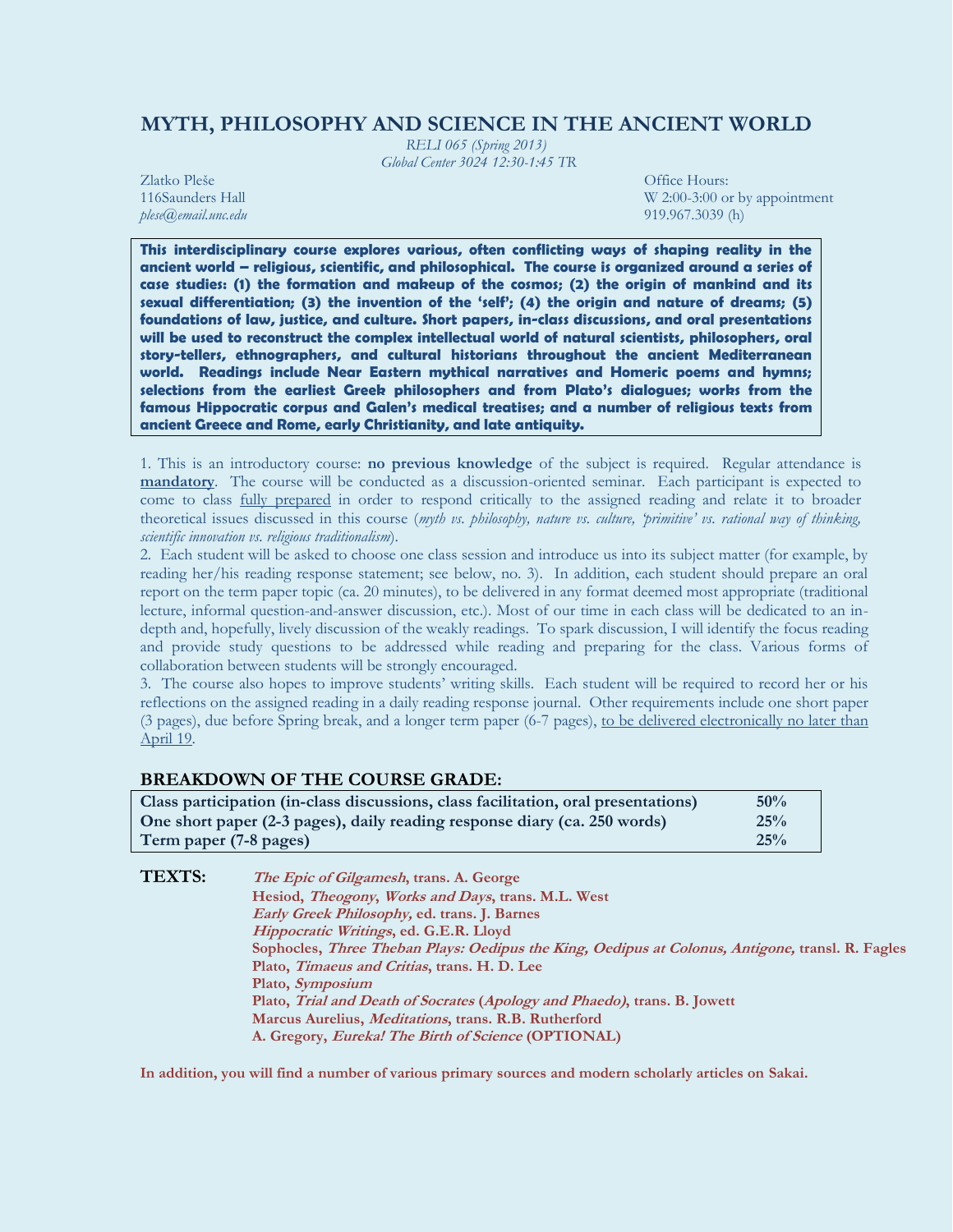# MYTH, PHILOSOPHY AND SCIENCE IN THE ANCIENT WORLD

*RELI 065 (Spring 2013)*
*Global Center 3024 12:30-1:45 TR*

Zlatko Pleše
116Saunders Hall
*plese@email.unc.edu*

Office Hours:
W 2:00-3:00 or by appointment
919.967.3039 (h)

**This interdisciplinary course explores various, often conflicting ways of shaping reality in the ancient world – religious, scientific, and philosophical. The course is organized around a series of case studies: (1) the formation and makeup of the cosmos; (2) the origin of mankind and its sexual differentiation; (3) the invention of the 'self'; (4) the origin and nature of dreams; (5) foundations of law, justice, and culture. Short papers, in-class discussions, and oral presentations will be used to reconstruct the complex intellectual world of natural scientists, philosophers, oral story-tellers, ethnographers, and cultural historians throughout the ancient Mediterranean world. Readings include Near Eastern mythical narratives and Homeric poems and hymns; selections from the earliest Greek philosophers and from Plato's dialogues; works from the famous Hippocratic corpus and Galen's medical treatises; and a number of religious texts from ancient Greece and Rome, early Christianity, and late antiquity.**

1. This is an introductory course: **no previous knowledge** of the subject is required. Regular attendance is **mandatory**. The course will be conducted as a discussion-oriented seminar. Each participant is expected to come to class fully prepared in order to respond critically to the assigned reading and relate it to broader theoretical issues discussed in this course (*myth vs. philosophy, nature vs. culture, 'primitive' vs. rational way of thinking, scientific innovation vs. religious traditionalism*).
2. Each student will be asked to choose one class session and introduce us into its subject matter (for example, by reading her/his reading response statement; see below, no. 3). In addition, each student should prepare an oral report on the term paper topic (ca. 20 minutes), to be delivered in any format deemed most appropriate (traditional lecture, informal question-and-answer discussion, etc.). Most of our time in each class will be dedicated to an in-depth and, hopefully, lively discussion of the weakly readings. To spark discussion, I will identify the focus reading and provide study questions to be addressed while reading and preparing for the class. Various forms of collaboration between students will be strongly encouraged.
3. The course also hopes to improve students' writing skills. Each student will be required to record her or his reflections on the assigned reading in a daily reading response journal. Other requirements include one short paper (3 pages), due before Spring break, and a longer term paper (6-7 pages), to be delivered electronically no later than April 19.

## BREAKDOWN OF THE COURSE GRADE:

| | |
|---|---|
| **Class participation (in-class discussions, class facilitation, oral presentations)** | **50%** |
| **One short paper (2-3 pages), daily reading response diary (ca. 250 words)** | **25%** |
| **Term paper (7-8 pages)** | **25%** |

## TEXTS:

- ***The Epic of Gilgamesh*, trans. A. George**
- **Hesiod, *Theogony*, *Works and Days*, trans. M.L. West**
- ***Early Greek Philosophy,* ed. trans. J. Barnes**
- ***Hippocratic Writings*, ed. G.E.R. Lloyd**
- **Sophocles, *Three Theban Plays: Oedipus the King, Oedipus at Colonus, Antigone,* transl. R. Fagles**
- **Plato, *Timaeus and Critias*, trans. H. D. Lee**
- **Plato, *Symposium***
- **Plato, *Trial and Death of Socrates* (*Apology and Phaedo)*, trans. B. Jowett**
- **Marcus Aurelius, *Meditations*, trans. R.B. Rutherford**
- **A. Gregory, *Eureka! The Birth of Science* (OPTIONAL)**

**In addition, you will find a number of various primary sources and modern scholarly articles on Sakai.**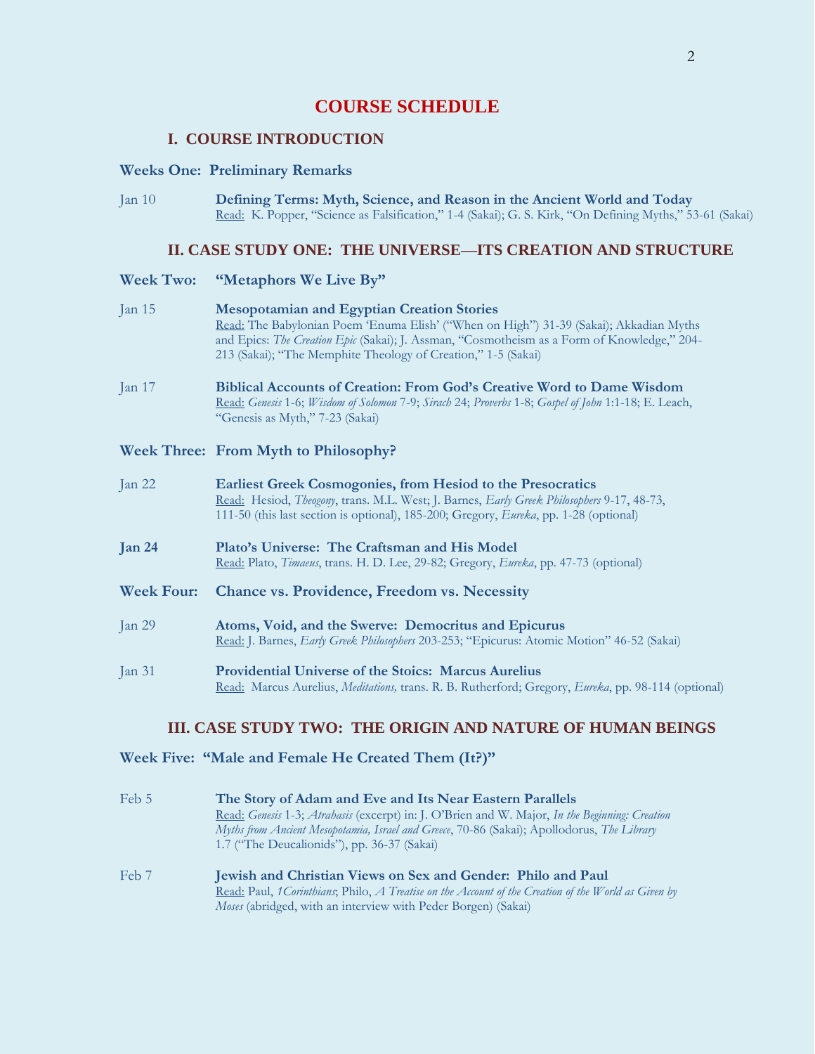# COURSE SCHEDULE

## I. COURSE INTRODUCTION

### Weeks One: Preliminary Remarks

Jan 10 **Defining Terms: Myth, Science, and Reason in the Ancient World and Today**
Read: K. Popper, "Science as Falsification," 1-4 (Sakai); G. S. Kirk, "On Defining Myths," 53-61 (Sakai)

## II. CASE STUDY ONE: THE UNIVERSE—ITS CREATION AND STRUCTURE

### Week Two: "Metaphors We Live By"

Jan 15 **Mesopotamian and Egyptian Creation Stories**
Read: The Babylonian Poem 'Enuma Elish' ("When on High") 31-39 (Sakai); Akkadian Myths and Epics: *The Creation Epic* (Sakai); J. Assman, "Cosmotheism as a Form of Knowledge," 204-213 (Sakai); "The Memphite Theology of Creation," 1-5 (Sakai)

Jan 17 **Biblical Accounts of Creation: From God's Creative Word to Dame Wisdom**
Read: *Genesis* 1-6; *Wisdom of Solomon* 7-9; *Sirach* 24; *Proverbs* 1-8; *Gospel of John* 1:1-18; E. Leach, "Genesis as Myth," 7-23 (Sakai)

### Week Three: From Myth to Philosophy?

Jan 22 **Earliest Greek Cosmogonies, from Hesiod to the Presocratics**
Read: Hesiod, *Theogony*, trans. M.L. West; J. Barnes, *Early Greek Philosophers* 9-17, 48-73, 111-50 (this last section is optional), 185-200; Gregory, *Eureka*, pp. 1-28 (optional)

**Jan 24** **Plato's Universe: The Craftsman and His Model**
Read: Plato, *Timaeus*, trans. H. D. Lee, 29-82; Gregory, *Eureka*, pp. 47-73 (optional)

### Week Four: Chance vs. Providence, Freedom vs. Necessity

Jan 29 **Atoms, Void, and the Swerve: Democritus and Epicurus**
Read: J. Barnes, *Early Greek Philosophers* 203-253; "Epicurus: Atomic Motion" 46-52 (Sakai)

Jan 31 **Providential Universe of the Stoics: Marcus Aurelius**
Read: Marcus Aurelius, *Meditations,* trans. R. B. Rutherford; Gregory, *Eureka*, pp. 98-114 (optional)

## III. CASE STUDY TWO: THE ORIGIN AND NATURE OF HUMAN BEINGS

### Week Five: "Male and Female He Created Them (It?)"

Feb 5 **The Story of Adam and Eve and Its Near Eastern Parallels**
Read: *Genesis* 1-3; *Atrahasis* (excerpt) in: J. O'Brien and W. Major, *In the Beginning: Creation Myths from Ancient Mesopotamia, Israel and Greece*, 70-86 (Sakai); Apollodorus, *The Library* 1.7 ("The Deucalionids"), pp. 36-37 (Sakai)

Feb 7 **Jewish and Christian Views on Sex and Gender: Philo and Paul**
Read: Paul, *1Corinthians*; Philo, *A Treatise on the Account of the Creation of the World as Given by Moses* (abridged, with an interview with Peder Borgen) (Sakai)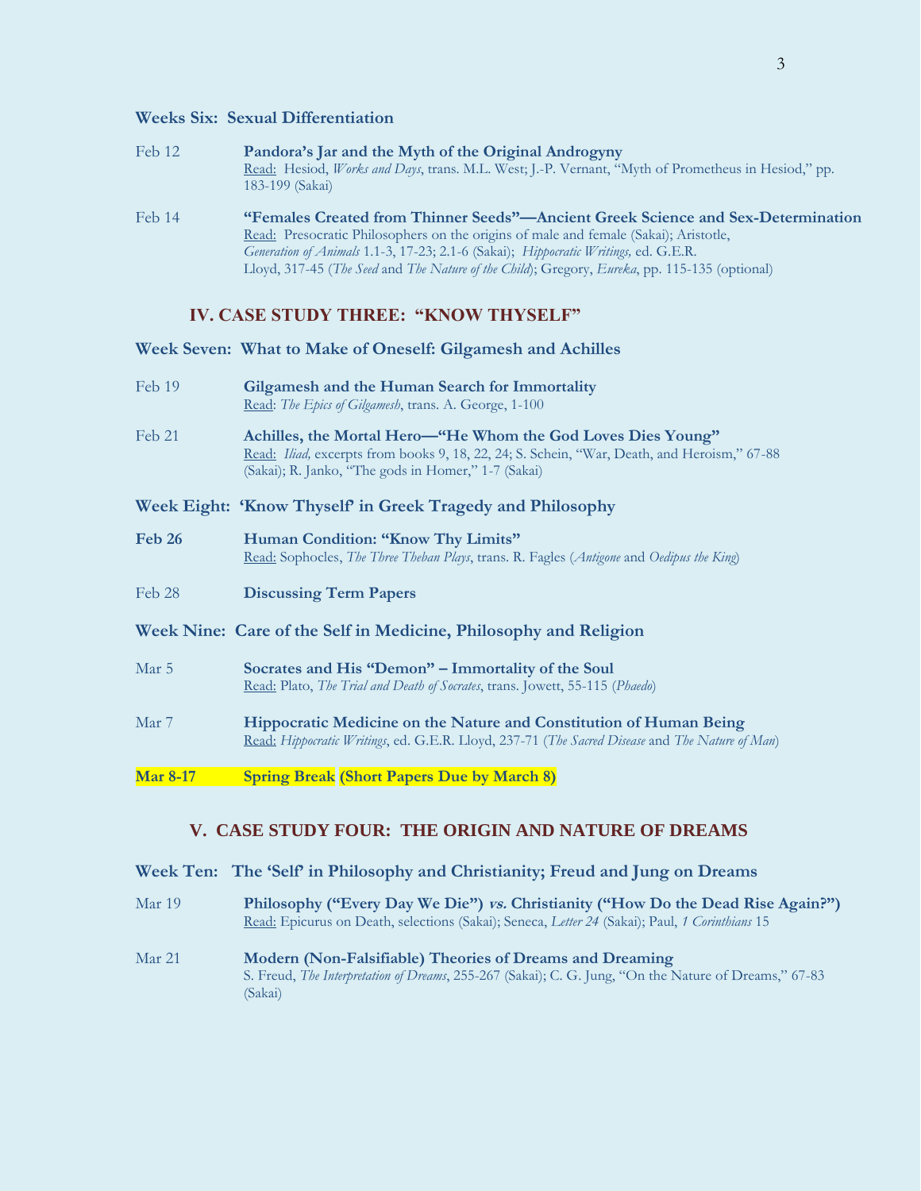### Weeks Six: Sexual Differentiation

Feb 12 **Pandora's Jar and the Myth of the Original Androgyny**
Read: Hesiod, *Works and Days*, trans. M.L. West; J.-P. Vernant, "Myth of Prometheus in Hesiod," pp. 183-199 (Sakai)

Feb 14 **"Females Created from Thinner Seeds"—Ancient Greek Science and Sex-Determination**
Read: Presocratic Philosophers on the origins of male and female (Sakai); Aristotle, *Generation of Animals* 1.1-3, 17-23; 2.1-6 (Sakai); *Hippocratic Writings,* ed. G.E.R. Lloyd, 317-45 (*The Seed* and *The Nature of the Child*); Gregory, *Eureka*, pp. 115-135 (optional)

## IV. CASE STUDY THREE: "KNOW THYSELF"

### Week Seven: What to Make of Oneself: Gilgamesh and Achilles

Feb 19 **Gilgamesh and the Human Search for Immortality**
Read: *The Epics of Gilgamesh*, trans. A. George, 1-100

Feb 21 **Achilles, the Mortal Hero—"He Whom the God Loves Dies Young"**
Read: *Iliad,* excerpts from books 9, 18, 22, 24; S. Schein, "War, Death, and Heroism," 67-88 (Sakai); R. Janko, "The gods in Homer," 1-7 (Sakai)

### Week Eight: 'Know Thyself' in Greek Tragedy and Philosophy

**Feb 26** **Human Condition: "Know Thy Limits"**
Read: Sophocles, *The Three Theban Plays*, trans. R. Fagles (*Antigone* and *Oedipus the King*)

Feb 28 **Discussing Term Papers**

### Week Nine: Care of the Self in Medicine, Philosophy and Religion

Mar 5 **Socrates and His "Demon" – Immortality of the Soul**
Read: Plato, *The Trial and Death of Socrates*, trans. Jowett, 55-115 (*Phaedo*)

Mar 7 **Hippocratic Medicine on the Nature and Constitution of Human Being**
Read: *Hippocratic Writings*, ed. G.E.R. Lloyd, 237-71 (*The Sacred Disease* and *The Nature of Man*)

**Mar 8-17** **Spring Break (Short Papers Due by March 8)**

## V. CASE STUDY FOUR: THE ORIGIN AND NATURE OF DREAMS

### Week Ten: The 'Self' in Philosophy and Christianity; Freud and Jung on Dreams

Mar 19 **Philosophy ("Every Day We Die") *vs.* Christianity ("How Do the Dead Rise Again?")**
Read: Epicurus on Death, selections (Sakai); Seneca, *Letter 24* (Sakai); Paul, *1 Corinthians* 15

Mar 21 **Modern (Non-Falsifiable) Theories of Dreams and Dreaming**
S. Freud, *The Interpretation of Dreams*, 255-267 (Sakai); C. G. Jung, "On the Nature of Dreams," 67-83 (Sakai)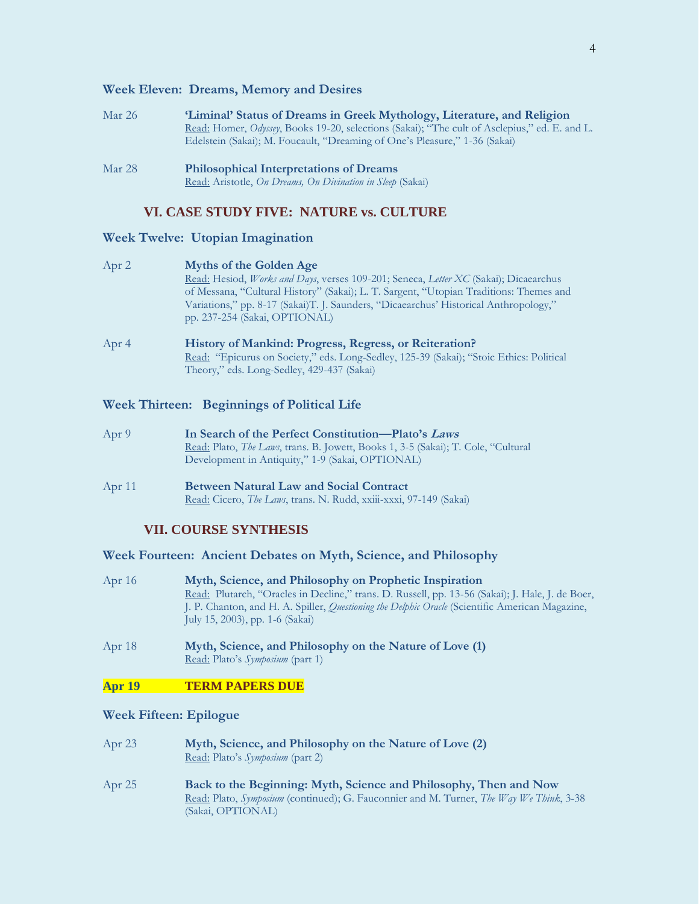### Week Eleven: Dreams, Memory and Desires

Mar 26 **'Liminal' Status of Dreams in Greek Mythology, Literature, and Religion**
Read: Homer, *Odyssey*, Books 19-20, selections (Sakai); "The cult of Asclepius," ed. E. and L. Edelstein (Sakai); M. Foucault, "Dreaming of One's Pleasure," 1-36 (Sakai)

Mar 28 **Philosophical Interpretations of Dreams**
Read: Aristotle, *On Dreams, On Divination in Sleep* (Sakai)

## VI. CASE STUDY FIVE: NATURE vs. CULTURE

### Week Twelve: Utopian Imagination

Apr 2 **Myths of the Golden Age**
Read: Hesiod, *Works and Days*, verses 109-201; Seneca, *Letter XC* (Sakai); Dicaearchus of Messana, "Cultural History" (Sakai); L. T. Sargent, "Utopian Traditions: Themes and Variations," pp. 8-17 (Sakai)T. J. Saunders, "Dicaearchus' Historical Anthropology," pp. 237-254 (Sakai, OPTIONAL)

Apr 4 **History of Mankind: Progress, Regress, or Reiteration?**
Read: "Epicurus on Society," eds. Long-Sedley, 125-39 (Sakai); "Stoic Ethics: Political Theory," eds. Long-Sedley, 429-437 (Sakai)

### Week Thirteen: Beginnings of Political Life

Apr 9 **In Search of the Perfect Constitution—Plato's *Laws***
Read: Plato, *The Laws*, trans. B. Jowett, Books 1, 3-5 (Sakai); T. Cole, "Cultural Development in Antiquity," 1-9 (Sakai, OPTIONAL)

Apr 11 **Between Natural Law and Social Contract**
Read: Cicero, *The Laws*, trans. N. Rudd, xxiii-xxxi, 97-149 (Sakai)

## VII. COURSE SYNTHESIS

### Week Fourteen: Ancient Debates on Myth, Science, and Philosophy

Apr 16 **Myth, Science, and Philosophy on Prophetic Inspiration**
Read: Plutarch, "Oracles in Decline," trans. D. Russell, pp. 13-56 (Sakai); J. Hale, J. de Boer, J. P. Chanton, and H. A. Spiller, *Questioning the Delphic Oracle* (Scientific American Magazine, July 15, 2003), pp. 1-6 (Sakai)

Apr 18 **Myth, Science, and Philosophy on the Nature of Love (1)**
Read: Plato's *Symposium* (part 1)

**Apr 19 TERM PAPERS DUE**

### Week Fifteen: Epilogue

Apr 23 **Myth, Science, and Philosophy on the Nature of Love (2)**
Read: Plato's *Symposium* (part 2)

Apr 25 **Back to the Beginning: Myth, Science and Philosophy, Then and Now**
Read: Plato, *Symposium* (continued); G. Fauconnier and M. Turner, *The Way We Think*, 3-38 (Sakai, OPTIONAL)